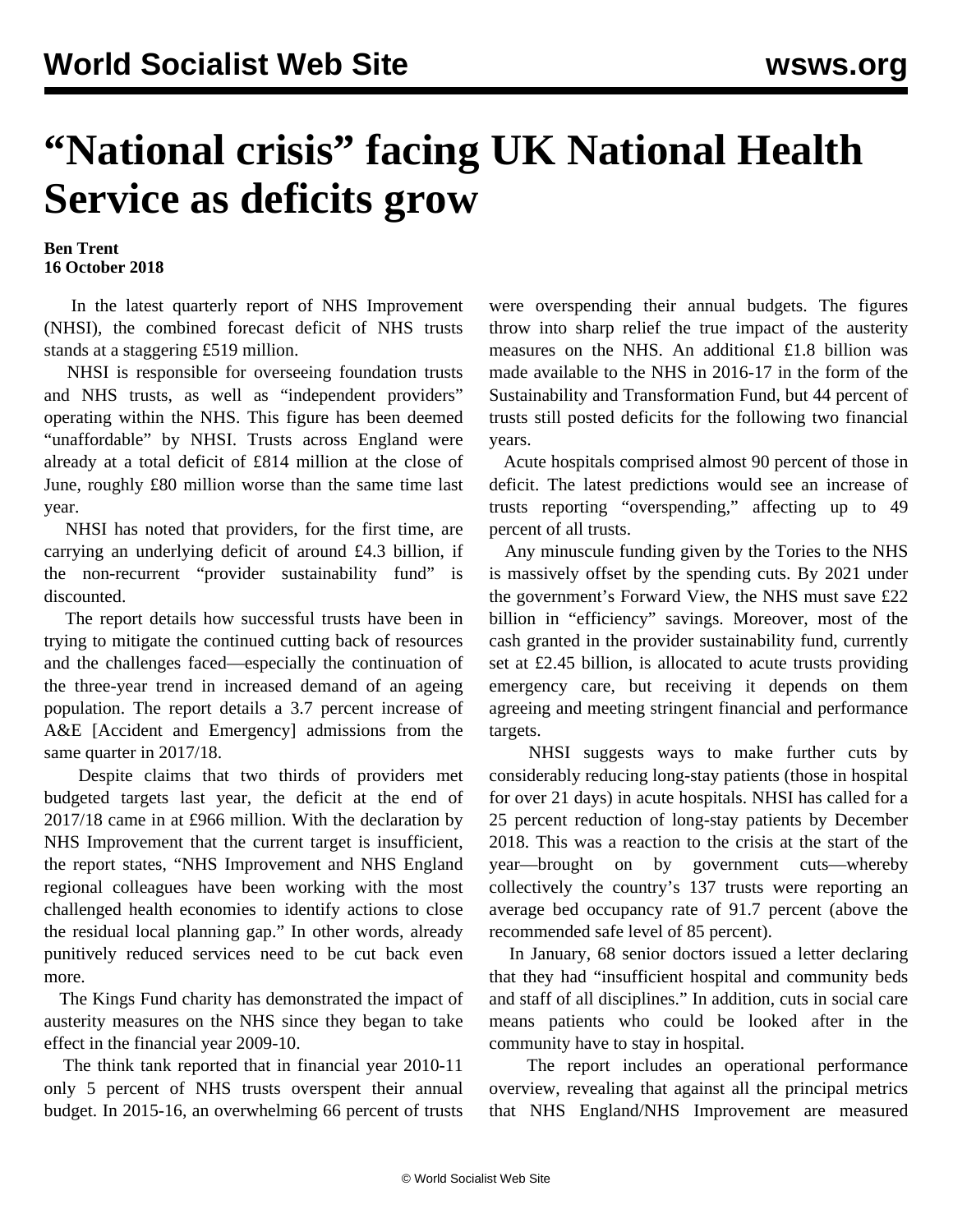# “National crisis” facing UK National Health Service as deficits grow

**Ben Trent**
**16 October 2018**

In the latest quarterly report of NHS Improvement (NHSI), the combined forecast deficit of NHS trusts stands at a staggering £519 million.

NHSI is responsible for overseeing foundation trusts and NHS trusts, as well as “independent providers” operating within the NHS. This figure has been deemed “unaffordable” by NHSI. Trusts across England were already at a total deficit of £814 million at the close of June, roughly £80 million worse than the same time last year.

NHSI has noted that providers, for the first time, are carrying an underlying deficit of around £4.3 billion, if the non-recurrent “provider sustainability fund” is discounted.

The report details how successful trusts have been in trying to mitigate the continued cutting back of resources and the challenges faced—especially the continuation of the three-year trend in increased demand of an ageing population. The report details a 3.7 percent increase of A&E [Accident and Emergency] admissions from the same quarter in 2017/18.

Despite claims that two thirds of providers met budgeted targets last year, the deficit at the end of 2017/18 came in at £966 million. With the declaration by NHS Improvement that the current target is insufficient, the report states, “NHS Improvement and NHS England regional colleagues have been working with the most challenged health economies to identify actions to close the residual local planning gap.” In other words, already punitively reduced services need to be cut back even more.

The Kings Fund charity has demonstrated the impact of austerity measures on the NHS since they began to take effect in the financial year 2009-10.

The think tank reported that in financial year 2010-11 only 5 percent of NHS trusts overspent their annual budget. In 2015-16, an overwhelming 66 percent of trusts were overspending their annual budgets. The figures throw into sharp relief the true impact of the austerity measures on the NHS. An additional £1.8 billion was made available to the NHS in 2016-17 in the form of the Sustainability and Transformation Fund, but 44 percent of trusts still posted deficits for the following two financial years.

Acute hospitals comprised almost 90 percent of those in deficit. The latest predictions would see an increase of trusts reporting “overspending,” affecting up to 49 percent of all trusts.

Any minuscule funding given by the Tories to the NHS is massively offset by the spending cuts. By 2021 under the government’s Forward View, the NHS must save £22 billion in “efficiency” savings. Moreover, most of the cash granted in the provider sustainability fund, currently set at £2.45 billion, is allocated to acute trusts providing emergency care, but receiving it depends on them agreeing and meeting stringent financial and performance targets.

NHSI suggests ways to make further cuts by considerably reducing long-stay patients (those in hospital for over 21 days) in acute hospitals. NHSI has called for a 25 percent reduction of long-stay patients by December 2018. This was a reaction to the crisis at the start of the year—brought on by government cuts—whereby collectively the country’s 137 trusts were reporting an average bed occupancy rate of 91.7 percent (above the recommended safe level of 85 percent).

In January, 68 senior doctors issued a letter declaring that they had “insufficient hospital and community beds and staff of all disciplines.” In addition, cuts in social care means patients who could be looked after in the community have to stay in hospital.

The report includes an operational performance overview, revealing that against all the principal metrics that NHS England/NHS Improvement are measured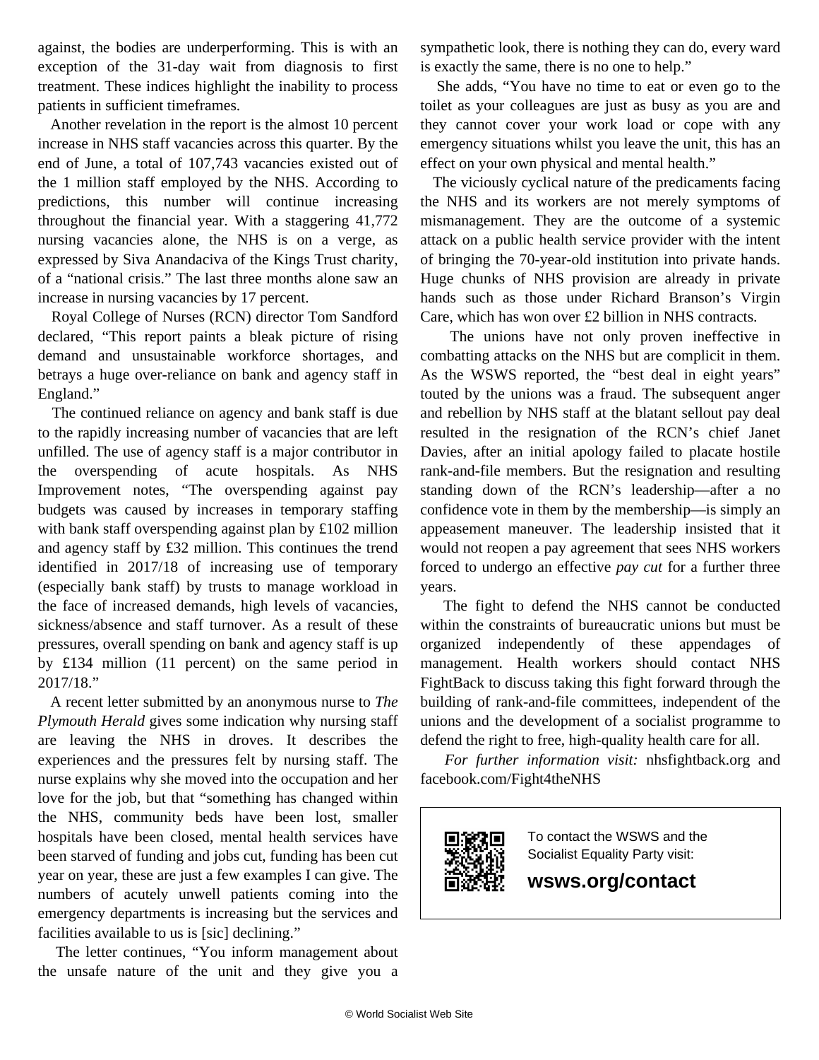against, the bodies are underperforming. This is with an exception of the 31-day wait from diagnosis to first treatment. These indices highlight the inability to process patients in sufficient timeframes.

Another revelation in the report is the almost 10 percent increase in NHS staff vacancies across this quarter. By the end of June, a total of 107,743 vacancies existed out of the 1 million staff employed by the NHS. According to predictions, this number will continue increasing throughout the financial year. With a staggering 41,772 nursing vacancies alone, the NHS is on a verge, as expressed by Siva Anandaciva of the Kings Trust charity, of a "national crisis." The last three months alone saw an increase in nursing vacancies by 17 percent.

Royal College of Nurses (RCN) director Tom Sandford declared, "This report paints a bleak picture of rising demand and unsustainable workforce shortages, and betrays a huge over-reliance on bank and agency staff in England."

The continued reliance on agency and bank staff is due to the rapidly increasing number of vacancies that are left unfilled. The use of agency staff is a major contributor in the overspending of acute hospitals. As NHS Improvement notes, "The overspending against pay budgets was caused by increases in temporary staffing with bank staff overspending against plan by £102 million and agency staff by £32 million. This continues the trend identified in 2017/18 of increasing use of temporary (especially bank staff) by trusts to manage workload in the face of increased demands, high levels of vacancies, sickness/absence and staff turnover. As a result of these pressures, overall spending on bank and agency staff is up by £134 million (11 percent) on the same period in 2017/18."

A recent letter submitted by an anonymous nurse to *The Plymouth Herald* gives some indication why nursing staff are leaving the NHS in droves. It describes the experiences and the pressures felt by nursing staff. The nurse explains why she moved into the occupation and her love for the job, but that "something has changed within the NHS, community beds have been lost, smaller hospitals have been closed, mental health services have been starved of funding and jobs cut, funding has been cut year on year, these are just a few examples I can give. The numbers of acutely unwell patients coming into the emergency departments is increasing but the services and facilities available to us is [sic] declining."

The letter continues, "You inform management about the unsafe nature of the unit and they give you a sympathetic look, there is nothing they can do, every ward is exactly the same, there is no one to help."

She adds, "You have no time to eat or even go to the toilet as your colleagues are just as busy as you are and they cannot cover your work load or cope with any emergency situations whilst you leave the unit, this has an effect on your own physical and mental health."

The viciously cyclical nature of the predicaments facing the NHS and its workers are not merely symptoms of mismanagement. They are the outcome of a systemic attack on a public health service provider with the intent of bringing the 70-year-old institution into private hands. Huge chunks of NHS provision are already in private hands such as those under Richard Branson's Virgin Care, which has won over £2 billion in NHS contracts.

The unions have not only proven ineffective in combatting attacks on the NHS but are complicit in them. As the WSWS reported, the "best deal in eight years" touted by the unions was a fraud. The subsequent anger and rebellion by NHS staff at the blatant sellout pay deal resulted in the resignation of the RCN's chief Janet Davies, after an initial apology failed to placate hostile rank-and-file members. But the resignation and resulting standing down of the RCN's leadership—after a no confidence vote in them by the membership—is simply an appeasement maneuver. The leadership insisted that it would not reopen a pay agreement that sees NHS workers forced to undergo an effective *pay cut* for a further three years.

The fight to defend the NHS cannot be conducted within the constraints of bureaucratic unions but must be organized independently of these appendages of management. Health workers should contact NHS FightBack to discuss taking this fight forward through the building of rank-and-file committees, independent of the unions and the development of a socialist programme to defend the right to free, high-quality health care for all.

*For further information visit:* nhsfightback.org and facebook.com/Fight4theNHS

To contact the WSWS and the Socialist Equality Party visit:

**wsws.org/contact**